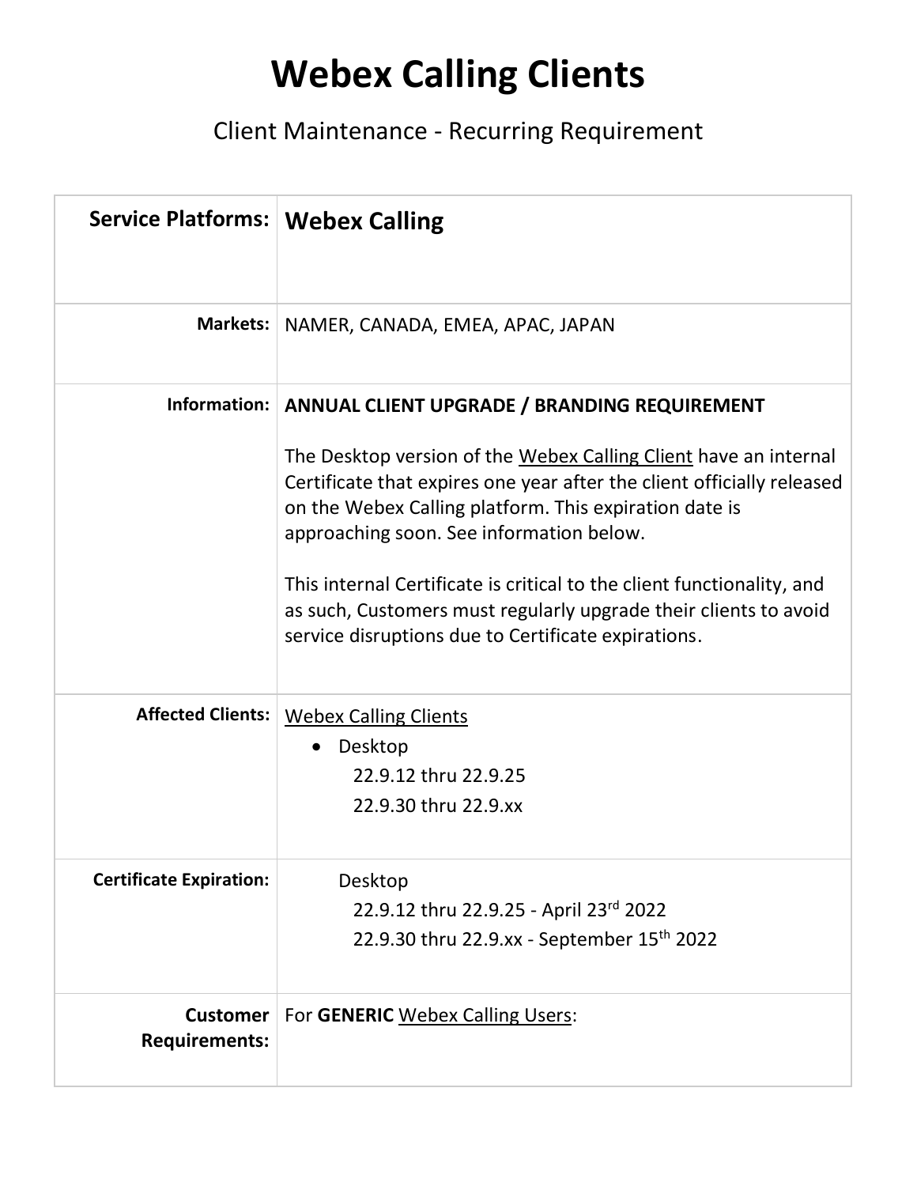# Webex Calling Clients

Client Maintenance - Recurring Requirement

| | |
|---|---|
| **Service Platforms:** | **Webex Calling** |
| **Markets:** | NAMER, CANADA, EMEA, APAC, JAPAN |
| **Information:** | **ANNUAL CLIENT UPGRADE / BRANDING REQUIREMENT**<br><br>The Desktop version of the Webex Calling Client have an internal Certificate that expires one year after the client officially released on the Webex Calling platform. This expiration date is approaching soon. See information below.<br><br>This internal Certificate is critical to the client functionality, and as such, Customers must regularly upgrade their clients to avoid service disruptions due to Certificate expirations. |
| **Affected Clients:** | Webex Calling Clients<br>• Desktop<br>22.9.12 thru 22.9.25<br>22.9.30 thru 22.9.xx |
| **Certificate Expiration:** | Desktop<br>22.9.12 thru 22.9.25 - April 23rd 2022<br>22.9.30 thru 22.9.xx - September 15th 2022 |
| **Customer Requirements:** | For **GENERIC** Webex Calling Users: |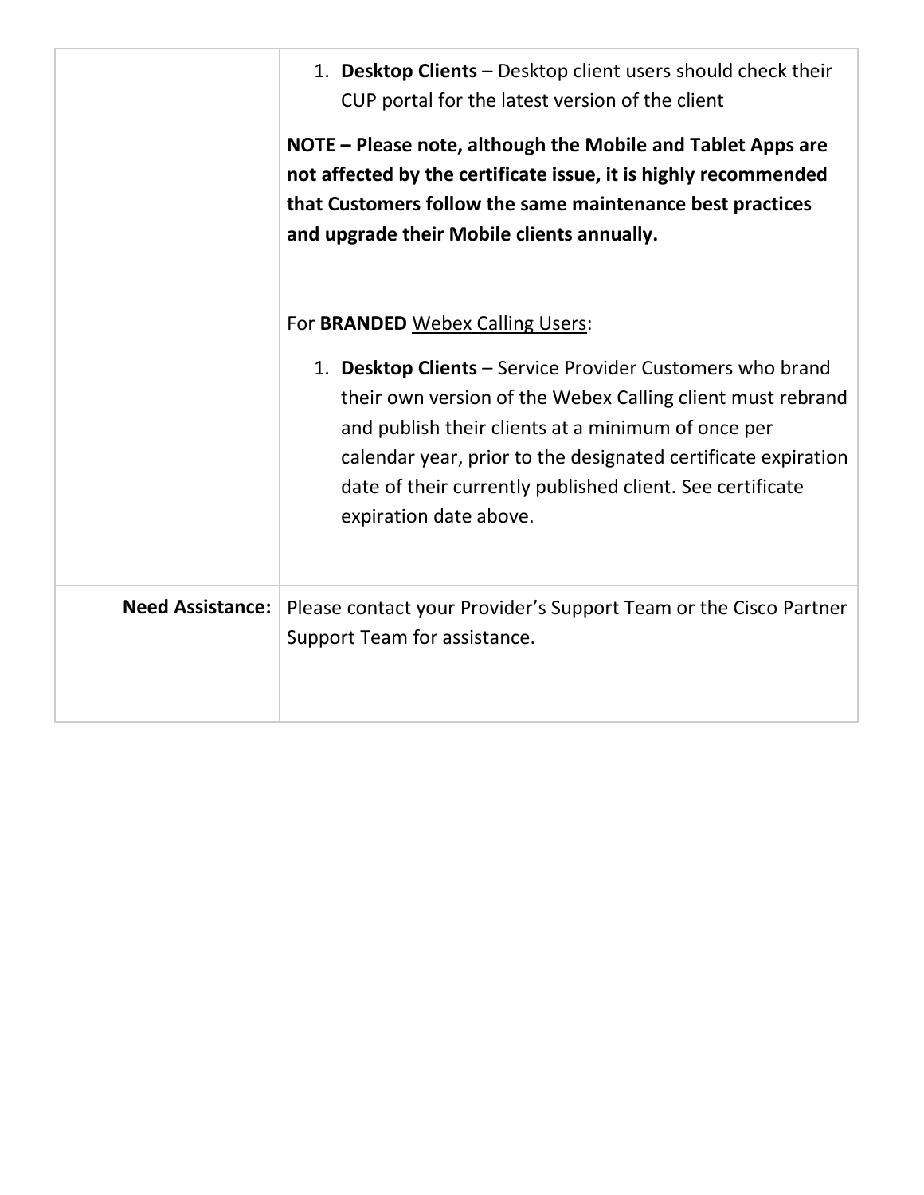| | |
|---|---|
| | 1. **Desktop Clients** – Desktop client users should check their CUP portal for the latest version of the client<br><br>**NOTE – Please note, although the Mobile and Tablet Apps are not affected by the certificate issue, it is highly recommended that Customers follow the same maintenance best practices and upgrade their Mobile clients annually.**<br><br>For **BRANDED** Webex Calling Users:<br><br>1. **Desktop Clients** – Service Provider Customers who brand their own version of the Webex Calling client must rebrand and publish their clients at a minimum of once per calendar year, prior to the designated certificate expiration date of their currently published client. See certificate expiration date above. |
| **Need Assistance:** | Please contact your Provider's Support Team or the Cisco Partner Support Team for assistance. |